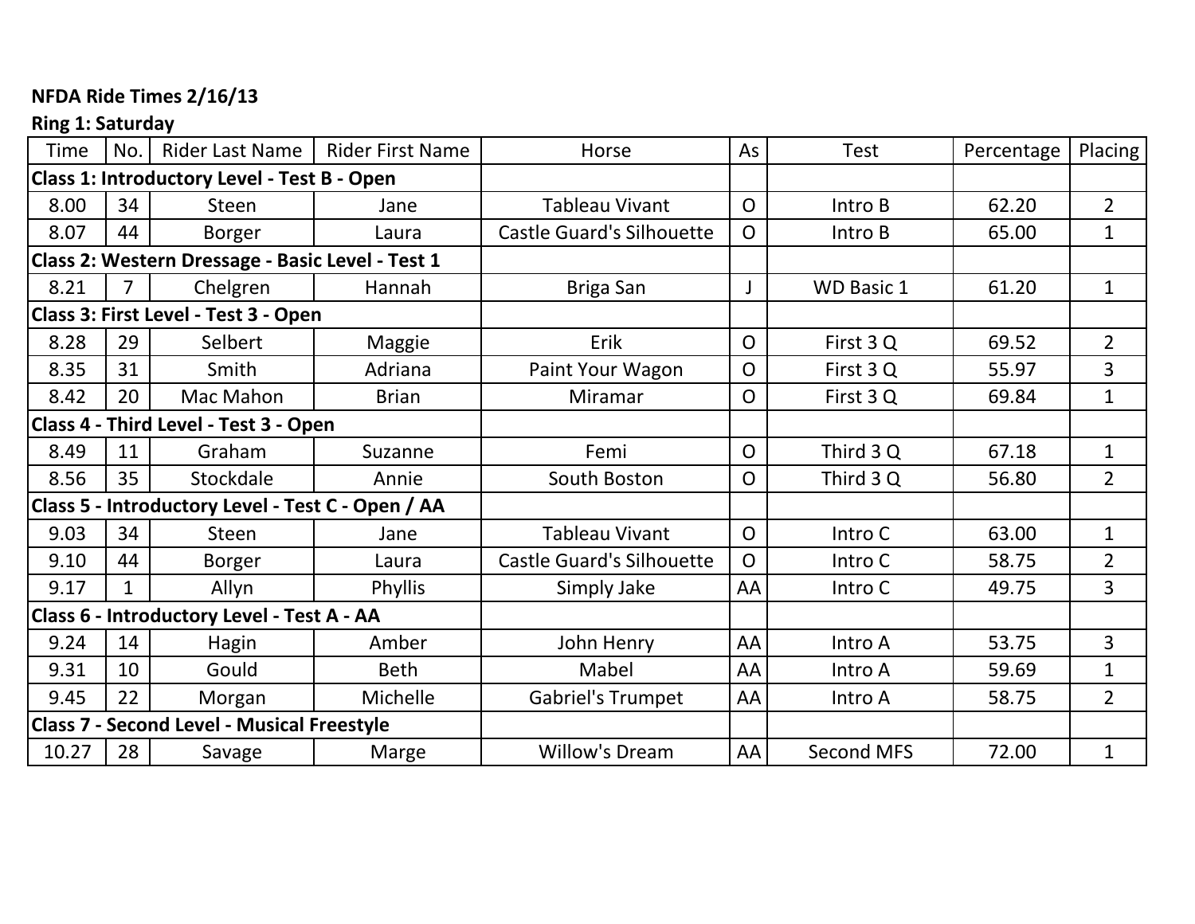**NFDA Ride Times 2/16/13**

**Ring 1: Saturday**

| Time | No. | Rider Last Name | Rider First Name | Horse | As | Test | Percentage | Placing |
|---|---|---|---|---|---|---|---|---|
| **Class 1: Introductory Level - Test B - Open** | | | | | | | | |
| 8.00 | 34 | Steen | Jane | Tableau Vivant | O | Intro B | 62.20 | 2 |
| 8.07 | 44 | Borger | Laura | Castle Guard's Silhouette | O | Intro B | 65.00 | 1 |
| **Class 2: Western Dressage - Basic Level - Test 1** | | | | | | | | |
| 8.21 | 7 | Chelgren | Hannah | Briga San | J | WD Basic 1 | 61.20 | 1 |
| **Class 3: First Level - Test 3 - Open** | | | | | | | | |
| 8.28 | 29 | Selbert | Maggie | Erik | O | First 3 Q | 69.52 | 2 |
| 8.35 | 31 | Smith | Adriana | Paint Your Wagon | O | First 3 Q | 55.97 | 3 |
| 8.42 | 20 | Mac Mahon | Brian | Miramar | O | First 3 Q | 69.84 | 1 |
| **Class 4 - Third Level - Test 3 - Open** | | | | | | | | |
| 8.49 | 11 | Graham | Suzanne | Femi | O | Third 3 Q | 67.18 | 1 |
| 8.56 | 35 | Stockdale | Annie | South Boston | O | Third 3 Q | 56.80 | 2 |
| **Class 5 - Introductory Level - Test C - Open / AA** | | | | | | | | |
| 9.03 | 34 | Steen | Jane | Tableau Vivant | O | Intro C | 63.00 | 1 |
| 9.10 | 44 | Borger | Laura | Castle Guard's Silhouette | O | Intro C | 58.75 | 2 |
| 9.17 | 1 | Allyn | Phyllis | Simply Jake | AA | Intro C | 49.75 | 3 |
| **Class 6 - Introductory Level - Test A - AA** | | | | | | | | |
| 9.24 | 14 | Hagin | Amber | John Henry | AA | Intro A | 53.75 | 3 |
| 9.31 | 10 | Gould | Beth | Mabel | AA | Intro A | 59.69 | 1 |
| 9.45 | 22 | Morgan | Michelle | Gabriel's Trumpet | AA | Intro A | 58.75 | 2 |
| **Class 7 - Second Level - Musical Freestyle** | | | | | | | | |
| 10.27 | 28 | Savage | Marge | Willow's Dream | AA | Second MFS | 72.00 | 1 |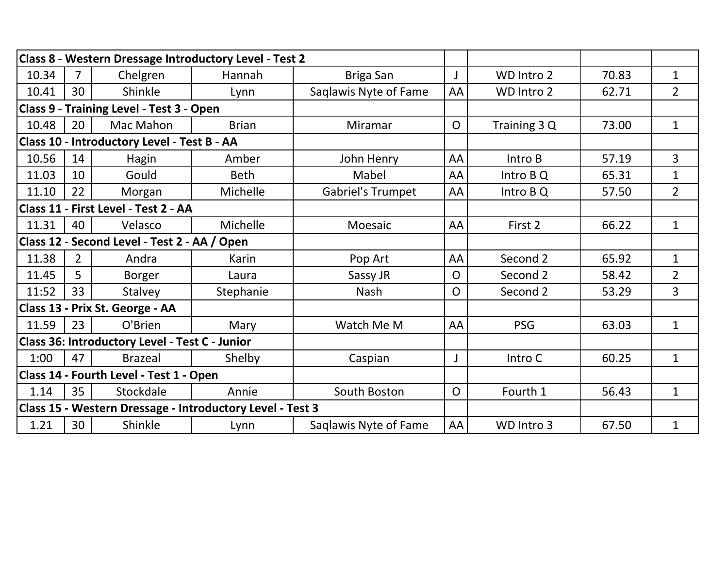| Class 8 - Western Dressage Introductory Level - Test 2 | | | | | | | | |
|---|---|---|---|---|---|---|---|---|
| 10.34 | 7 | Chelgren | Hannah | Briga San | J | WD Intro 2 | 70.83 | 1 |
| 10.41 | 30 | Shinkle | Lynn | Saqlawis Nyte of Fame | AA | WD Intro 2 | 62.71 | 2 |
| **Class 9 - Training Level - Test 3 - Open** | | | | | | | | |
| 10.48 | 20 | Mac Mahon | Brian | Miramar | O | Training 3 Q | 73.00 | 1 |
| **Class 10 - Introductory Level - Test B - AA** | | | | | | | | |
| 10.56 | 14 | Hagin | Amber | John Henry | AA | Intro B | 57.19 | 3 |
| 11.03 | 10 | Gould | Beth | Mabel | AA | Intro B Q | 65.31 | 1 |
| 11.10 | 22 | Morgan | Michelle | Gabriel's Trumpet | AA | Intro B Q | 57.50 | 2 |
| **Class 11 - First Level - Test 2 - AA** | | | | | | | | |
| 11.31 | 40 | Velasco | Michelle | Moesaic | AA | First 2 | 66.22 | 1 |
| **Class 12 - Second Level - Test 2 - AA / Open** | | | | | | | | |
| 11.38 | 2 | Andra | Karin | Pop Art | AA | Second 2 | 65.92 | 1 |
| 11.45 | 5 | Borger | Laura | Sassy JR | O | Second 2 | 58.42 | 2 |
| 11:52 | 33 | Stalvey | Stephanie | Nash | O | Second 2 | 53.29 | 3 |
| **Class 13 - Prix St. George - AA** | | | | | | | | |
| 11.59 | 23 | O'Brien | Mary | Watch Me M | AA | PSG | 63.03 | 1 |
| **Class 36: Introductory Level - Test C - Junior** | | | | | | | | |
| 1:00 | 47 | Brazeal | Shelby | Caspian | J | Intro C | 60.25 | 1 |
| **Class 14 - Fourth Level - Test 1 - Open** | | | | | | | | |
| 1.14 | 35 | Stockdale | Annie | South Boston | O | Fourth 1 | 56.43 | 1 |
| **Class 15 - Western Dressage - Introductory Level - Test 3** | | | | | | | | |
| 1.21 | 30 | Shinkle | Lynn | Saqlawis Nyte of Fame | AA | WD Intro 3 | 67.50 | 1 |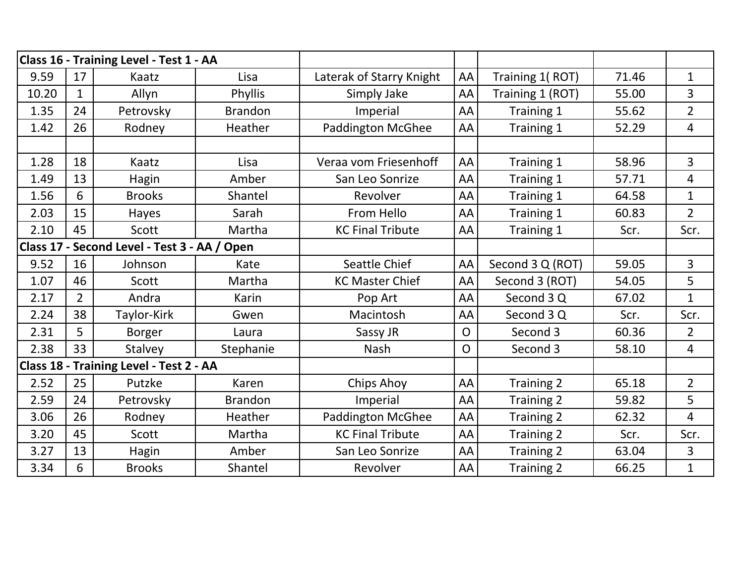| Class 16 - Training Level - Test 1 - AA | | | | | | | | |
|---|---|---|---|---|---|---|---|---|
| 9.59 | 17 | Kaatz | Lisa | Laterak of Starry Knight | AA | Training 1( ROT) | 71.46 | 1 |
| 10.20 | 1 | Allyn | Phyllis | Simply Jake | AA | Training 1 (ROT) | 55.00 | 3 |
| 1.35 | 24 | Petrovsky | Brandon | Imperial | AA | Training 1 | 55.62 | 2 |
| 1.42 | 26 | Rodney | Heather | Paddington McGhee | AA | Training 1 | 52.29 | 4 |
| | | | | | | | | |
| 1.28 | 18 | Kaatz | Lisa | Veraa vom Friesenhoff | AA | Training 1 | 58.96 | 3 |
| 1.49 | 13 | Hagin | Amber | San Leo Sonrize | AA | Training 1 | 57.71 | 4 |
| 1.56 | 6 | Brooks | Shantel | Revolver | AA | Training 1 | 64.58 | 1 |
| 2.03 | 15 | Hayes | Sarah | From Hello | AA | Training 1 | 60.83 | 2 |
| 2.10 | 45 | Scott | Martha | KC Final Tribute | AA | Training 1 | Scr. | Scr. |
| **Class 17 - Second Level - Test 3 - AA / Open** | | | | | | | | |
| 9.52 | 16 | Johnson | Kate | Seattle Chief | AA | Second 3 Q (ROT) | 59.05 | 3 |
| 1.07 | 46 | Scott | Martha | KC Master Chief | AA | Second 3 (ROT) | 54.05 | 5 |
| 2.17 | 2 | Andra | Karin | Pop Art | AA | Second 3 Q | 67.02 | 1 |
| 2.24 | 38 | Taylor-Kirk | Gwen | Macintosh | AA | Second 3 Q | Scr. | Scr. |
| 2.31 | 5 | Borger | Laura | Sassy JR | O | Second 3 | 60.36 | 2 |
| 2.38 | 33 | Stalvey | Stephanie | Nash | O | Second 3 | 58.10 | 4 |
| **Class 18 - Training Level - Test 2 - AA** | | | | | | | | |
| 2.52 | 25 | Putzke | Karen | Chips Ahoy | AA | Training 2 | 65.18 | 2 |
| 2.59 | 24 | Petrovsky | Brandon | Imperial | AA | Training 2 | 59.82 | 5 |
| 3.06 | 26 | Rodney | Heather | Paddington McGhee | AA | Training 2 | 62.32 | 4 |
| 3.20 | 45 | Scott | Martha | KC Final Tribute | AA | Training 2 | Scr. | Scr. |
| 3.27 | 13 | Hagin | Amber | San Leo Sonrize | AA | Training 2 | 63.04 | 3 |
| 3.34 | 6 | Brooks | Shantel | Revolver | AA | Training 2 | 66.25 | 1 |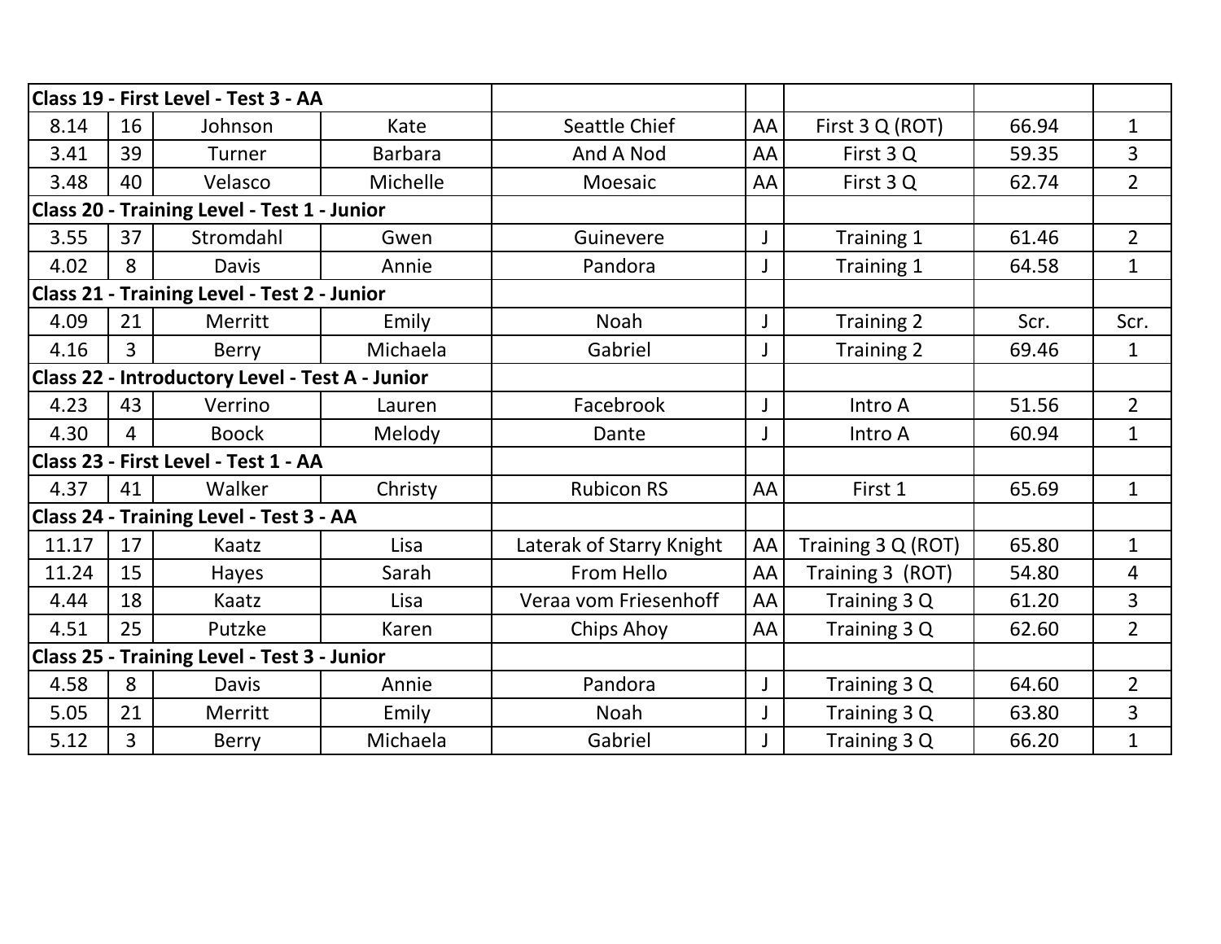| Class 19 - First Level - Test 3 - AA | | | | | | | | |
|---|---|---|---|---|---|---|---|---|
| 8.14 | 16 | Johnson | Kate | Seattle Chief | AA | First 3 Q (ROT) | 66.94 | 1 |
| 3.41 | 39 | Turner | Barbara | And A Nod | AA | First 3 Q | 59.35 | 3 |
| 3.48 | 40 | Velasco | Michelle | Moesaic | AA | First 3 Q | 62.74 | 2 |
| **Class 20 - Training Level - Test 1 - Junior** | | | | | | | | |
| 3.55 | 37 | Stromdahl | Gwen | Guinevere | J | Training 1 | 61.46 | 2 |
| 4.02 | 8 | Davis | Annie | Pandora | J | Training 1 | 64.58 | 1 |
| **Class 21 - Training Level - Test 2 - Junior** | | | | | | | | |
| 4.09 | 21 | Merritt | Emily | Noah | J | Training 2 | Scr. | Scr. |
| 4.16 | 3 | Berry | Michaela | Gabriel | J | Training 2 | 69.46 | 1 |
| **Class 22 - Introductory Level - Test A - Junior** | | | | | | | | |
| 4.23 | 43 | Verrino | Lauren | Facebrook | J | Intro A | 51.56 | 2 |
| 4.30 | 4 | Boock | Melody | Dante | J | Intro A | 60.94 | 1 |
| **Class 23 - First Level - Test 1 - AA** | | | | | | | | |
| 4.37 | 41 | Walker | Christy | Rubicon RS | AA | First 1 | 65.69 | 1 |
| **Class 24 - Training Level - Test 3 - AA** | | | | | | | | |
| 11.17 | 17 | Kaatz | Lisa | Laterak of Starry Knight | AA | Training 3 Q (ROT) | 65.80 | 1 |
| 11.24 | 15 | Hayes | Sarah | From Hello | AA | Training 3 (ROT) | 54.80 | 4 |
| 4.44 | 18 | Kaatz | Lisa | Veraa vom Friesenhoff | AA | Training 3 Q | 61.20 | 3 |
| 4.51 | 25 | Putzke | Karen | Chips Ahoy | AA | Training 3 Q | 62.60 | 2 |
| **Class 25 - Training Level - Test 3 - Junior** | | | | | | | | |
| 4.58 | 8 | Davis | Annie | Pandora | J | Training 3 Q | 64.60 | 2 |
| 5.05 | 21 | Merritt | Emily | Noah | J | Training 3 Q | 63.80 | 3 |
| 5.12 | 3 | Berry | Michaela | Gabriel | J | Training 3 Q | 66.20 | 1 |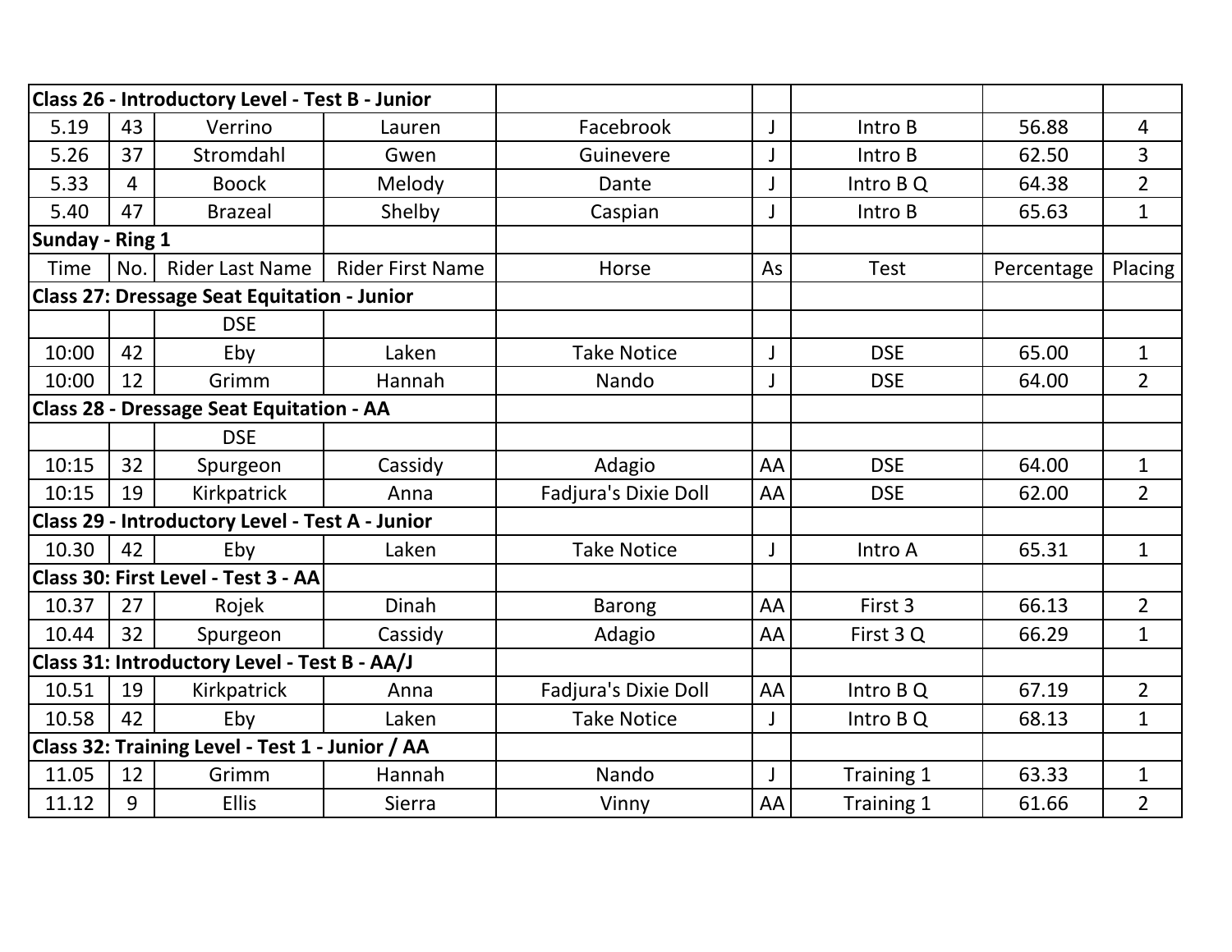| Class 26 - Introductory Level - Test B - Junior | | | | | | | | |
|---|---|---|---|---|---|---|---|---|
| 5.19 | 43 | Verrino | Lauren | Facebrook | J | Intro B | 56.88 | 4 |
| 5.26 | 37 | Stromdahl | Gwen | Guinevere | J | Intro B | 62.50 | 3 |
| 5.33 | 4 | Boock | Melody | Dante | J | Intro B Q | 64.38 | 2 |
| 5.40 | 47 | Brazeal | Shelby | Caspian | J | Intro B | 65.63 | 1 |
| **Sunday - Ring 1** | | | | | | | | |
| Time | No. | Rider Last Name | Rider First Name | Horse | As | Test | Percentage | Placing |
| **Class 27: Dressage Seat Equitation - Junior** | | | | | | | | |
| | | DSE | | | | | | |
| 10:00 | 42 | Eby | Laken | Take Notice | J | DSE | 65.00 | 1 |
| 10:00 | 12 | Grimm | Hannah | Nando | J | DSE | 64.00 | 2 |
| **Class 28 - Dressage Seat Equitation - AA** | | | | | | | | |
| | | DSE | | | | | | |
| 10:15 | 32 | Spurgeon | Cassidy | Adagio | AA | DSE | 64.00 | 1 |
| 10:15 | 19 | Kirkpatrick | Anna | Fadjura's Dixie Doll | AA | DSE | 62.00 | 2 |
| **Class 29 - Introductory Level - Test A - Junior** | | | | | | | | |
| 10.30 | 42 | Eby | Laken | Take Notice | J | Intro A | 65.31 | 1 |
| **Class 30: First Level - Test 3 - AA** | | | | | | | | |
| 10.37 | 27 | Rojek | Dinah | Barong | AA | First 3 | 66.13 | 2 |
| 10.44 | 32 | Spurgeon | Cassidy | Adagio | AA | First 3 Q | 66.29 | 1 |
| **Class 31: Introductory Level - Test B - AA/J** | | | | | | | | |
| 10.51 | 19 | Kirkpatrick | Anna | Fadjura's Dixie Doll | AA | Intro B Q | 67.19 | 2 |
| 10.58 | 42 | Eby | Laken | Take Notice | J | Intro B Q | 68.13 | 1 |
| **Class 32: Training Level - Test 1 - Junior / AA** | | | | | | | | |
| 11.05 | 12 | Grimm | Hannah | Nando | J | Training 1 | 63.33 | 1 |
| 11.12 | 9 | Ellis | Sierra | Vinny | AA | Training 1 | 61.66 | 2 |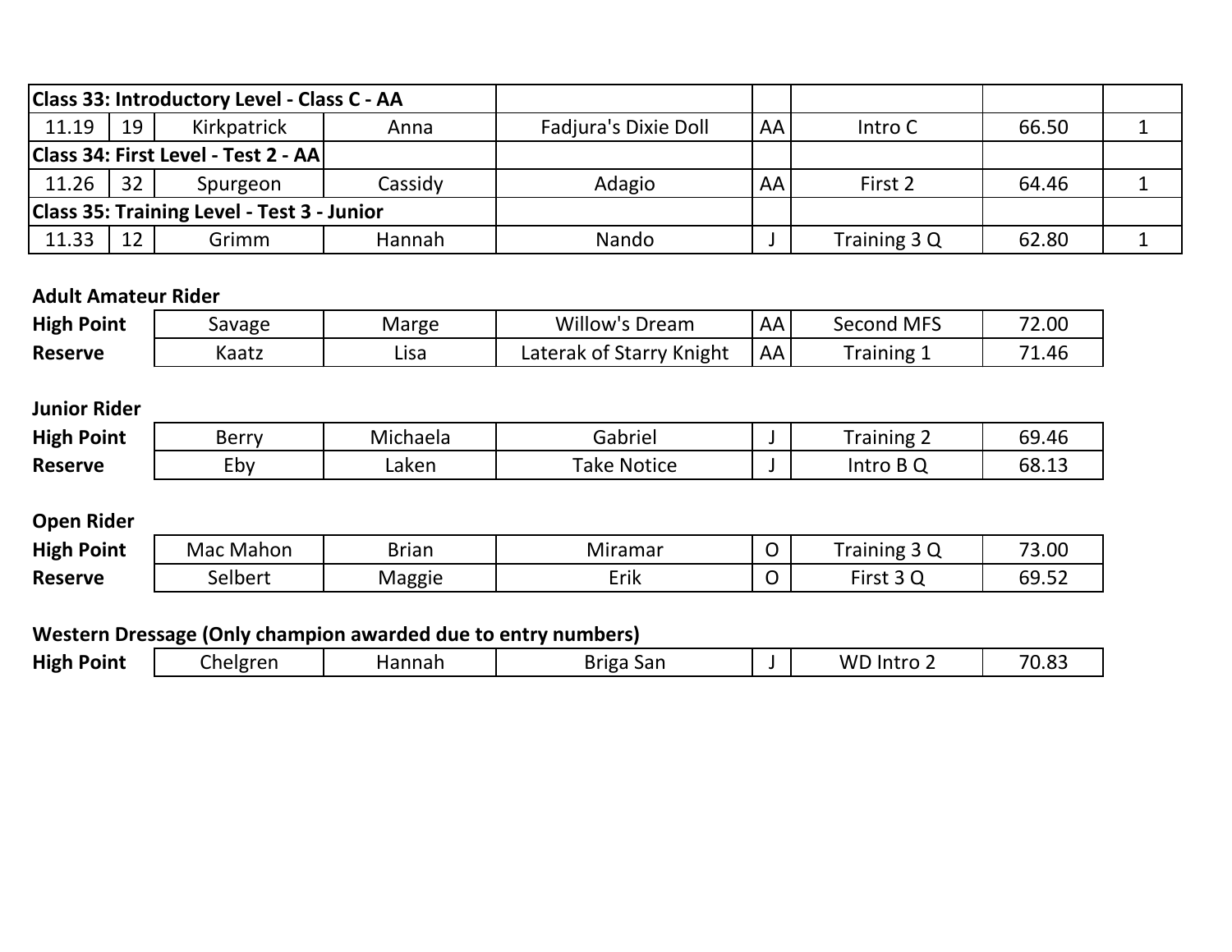| | | | | | | | | |
|---|---|---|---|---|---|---|---|---|
| **Class 33: Introductory Level - Class C - AA** | | | | | | | | |
| 11.19 | 19 | Kirkpatrick | Anna | Fadjura's Dixie Doll | AA | Intro C | 66.50 | 1 |
| **Class 34: First Level - Test 2 - AA** | | | | | | | | |
| 11.26 | 32 | Spurgeon | Cassidy | Adagio | AA | First 2 | 64.46 | 1 |
| **Class 35: Training Level - Test 3 - Junior** | | | | | | | | |
| 11.33 | 12 | Grimm | Hannah | Nando | J | Training 3 Q | 62.80 | 1 |

**Adult Amateur Rider**

| | | | | | | |
|---|---|---|---|---|---|---|
| **High Point** | Savage | Marge | Willow's Dream | AA | Second MFS | 72.00 |
| **Reserve** | Kaatz | Lisa | Laterak of Starry Knight | AA | Training 1 | 71.46 |

**Junior Rider**

| | | | | | | |
|---|---|---|---|---|---|---|
| **High Point** | Berry | Michaela | Gabriel | J | Training 2 | 69.46 |
| **Reserve** | Eby | Laken | Take Notice | J | Intro B Q | 68.13 |

**Open Rider**

| | | | | | | |
|---|---|---|---|---|---|---|
| **High Point** | Mac Mahon | Brian | Miramar | O | Training 3 Q | 73.00 |
| **Reserve** | Selbert | Maggie | Erik | O | First 3 Q | 69.52 |

**Western Dressage (Only champion awarded due to entry numbers)**

| | | | | | | |
|---|---|---|---|---|---|---|
| **High Point** | Chelgren | Hannah | Briga San | J | WD Intro 2 | 70.83 |